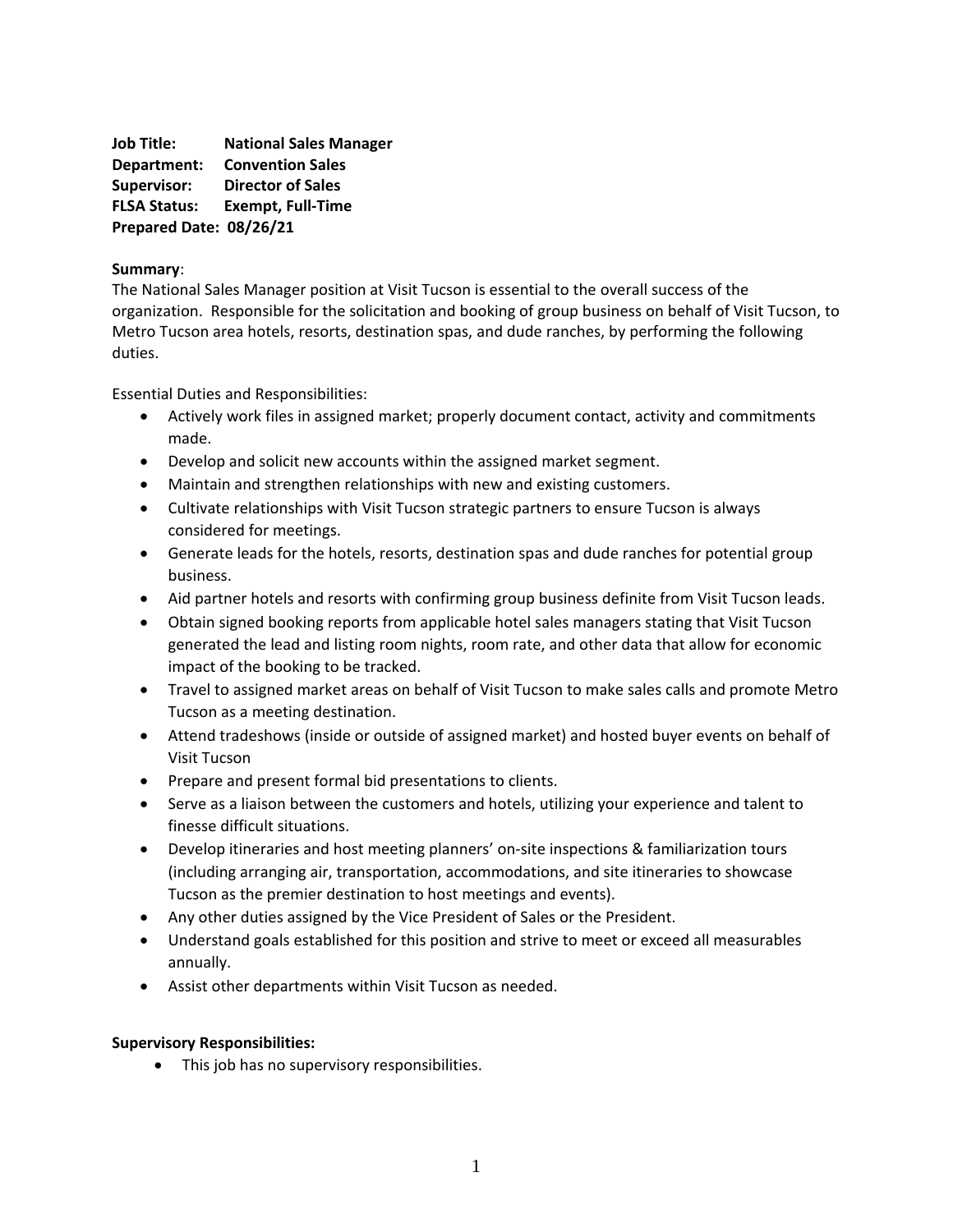**Job Title:** **National Sales Manager**
**Department:** **Convention Sales**
**Supervisor:** **Director of Sales**
**FLSA Status:** **Exempt, Full-Time**
**Prepared Date: 08/26/21**

**Summary**:
The National Sales Manager position at Visit Tucson is essential to the overall success of the organization. Responsible for the solicitation and booking of group business on behalf of Visit Tucson, to Metro Tucson area hotels, resorts, destination spas, and dude ranches, by performing the following duties.

Essential Duties and Responsibilities:

- Actively work files in assigned market; properly document contact, activity and commitments made.
- Develop and solicit new accounts within the assigned market segment.
- Maintain and strengthen relationships with new and existing customers.
- Cultivate relationships with Visit Tucson strategic partners to ensure Tucson is always considered for meetings.
- Generate leads for the hotels, resorts, destination spas and dude ranches for potential group business.
- Aid partner hotels and resorts with confirming group business definite from Visit Tucson leads.
- Obtain signed booking reports from applicable hotel sales managers stating that Visit Tucson generated the lead and listing room nights, room rate, and other data that allow for economic impact of the booking to be tracked.
- Travel to assigned market areas on behalf of Visit Tucson to make sales calls and promote Metro Tucson as a meeting destination.
- Attend tradeshows (inside or outside of assigned market) and hosted buyer events on behalf of Visit Tucson
- Prepare and present formal bid presentations to clients.
- Serve as a liaison between the customers and hotels, utilizing your experience and talent to finesse difficult situations.
- Develop itineraries and host meeting planners' on-site inspections & familiarization tours (including arranging air, transportation, accommodations, and site itineraries to showcase Tucson as the premier destination to host meetings and events).
- Any other duties assigned by the Vice President of Sales or the President.
- Understand goals established for this position and strive to meet or exceed all measurables annually.
- Assist other departments within Visit Tucson as needed.

**Supervisory Responsibilities:**

- This job has no supervisory responsibilities.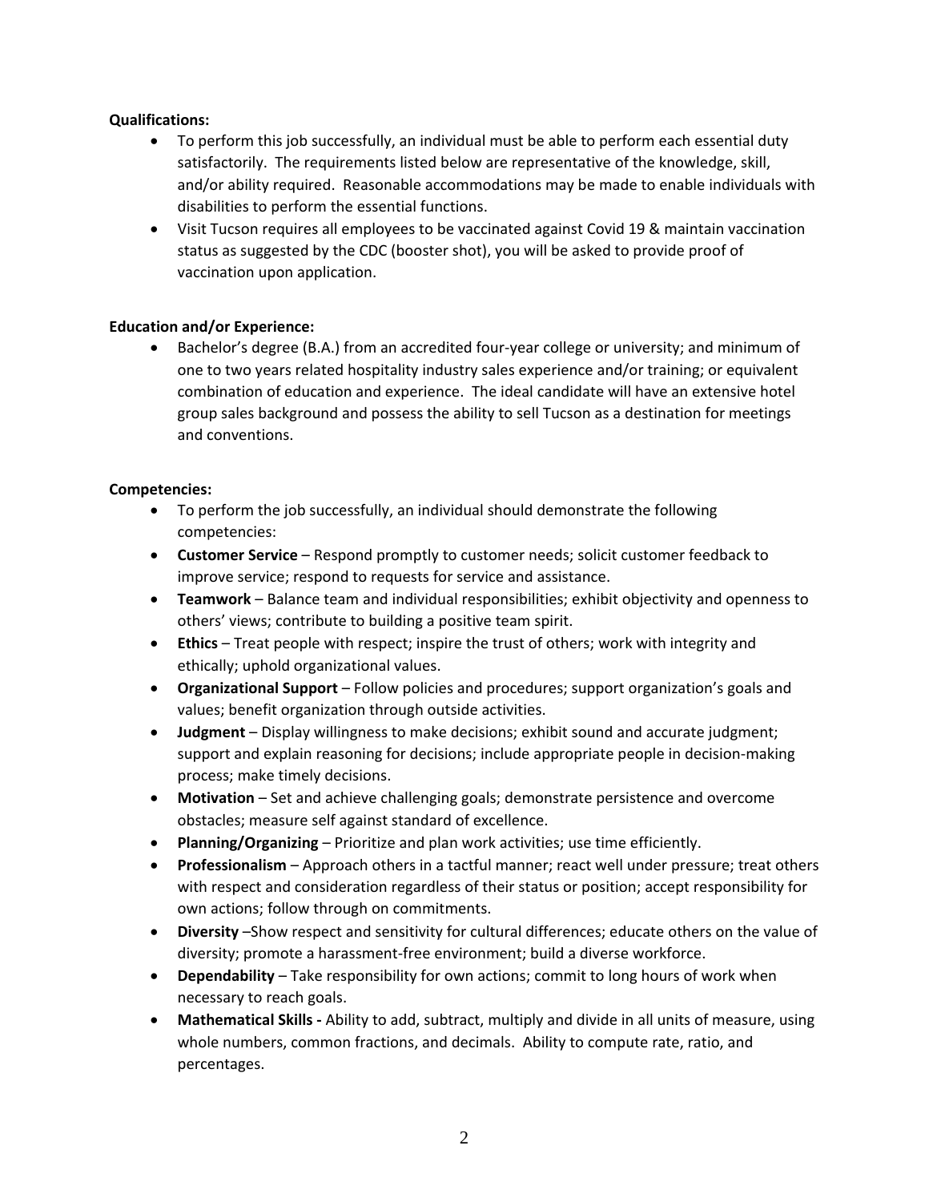**Qualifications:**

- To perform this job successfully, an individual must be able to perform each essential duty satisfactorily. The requirements listed below are representative of the knowledge, skill, and/or ability required. Reasonable accommodations may be made to enable individuals with disabilities to perform the essential functions.
- Visit Tucson requires all employees to be vaccinated against Covid 19 & maintain vaccination status as suggested by the CDC (booster shot), you will be asked to provide proof of vaccination upon application.

**Education and/or Experience:**

- Bachelor's degree (B.A.) from an accredited four-year college or university; and minimum of one to two years related hospitality industry sales experience and/or training; or equivalent combination of education and experience. The ideal candidate will have an extensive hotel group sales background and possess the ability to sell Tucson as a destination for meetings and conventions.

**Competencies:**

- To perform the job successfully, an individual should demonstrate the following competencies:
- **Customer Service** – Respond promptly to customer needs; solicit customer feedback to improve service; respond to requests for service and assistance.
- **Teamwork** – Balance team and individual responsibilities; exhibit objectivity and openness to others' views; contribute to building a positive team spirit.
- **Ethics** – Treat people with respect; inspire the trust of others; work with integrity and ethically; uphold organizational values.
- **Organizational Support** – Follow policies and procedures; support organization's goals and values; benefit organization through outside activities.
- **Judgment** – Display willingness to make decisions; exhibit sound and accurate judgment; support and explain reasoning for decisions; include appropriate people in decision-making process; make timely decisions.
- **Motivation** – Set and achieve challenging goals; demonstrate persistence and overcome obstacles; measure self against standard of excellence.
- **Planning/Organizing** – Prioritize and plan work activities; use time efficiently.
- **Professionalism** – Approach others in a tactful manner; react well under pressure; treat others with respect and consideration regardless of their status or position; accept responsibility for own actions; follow through on commitments.
- **Diversity** –Show respect and sensitivity for cultural differences; educate others on the value of diversity; promote a harassment-free environment; build a diverse workforce.
- **Dependability** – Take responsibility for own actions; commit to long hours of work when necessary to reach goals.
- **Mathematical Skills -** Ability to add, subtract, multiply and divide in all units of measure, using whole numbers, common fractions, and decimals. Ability to compute rate, ratio, and percentages.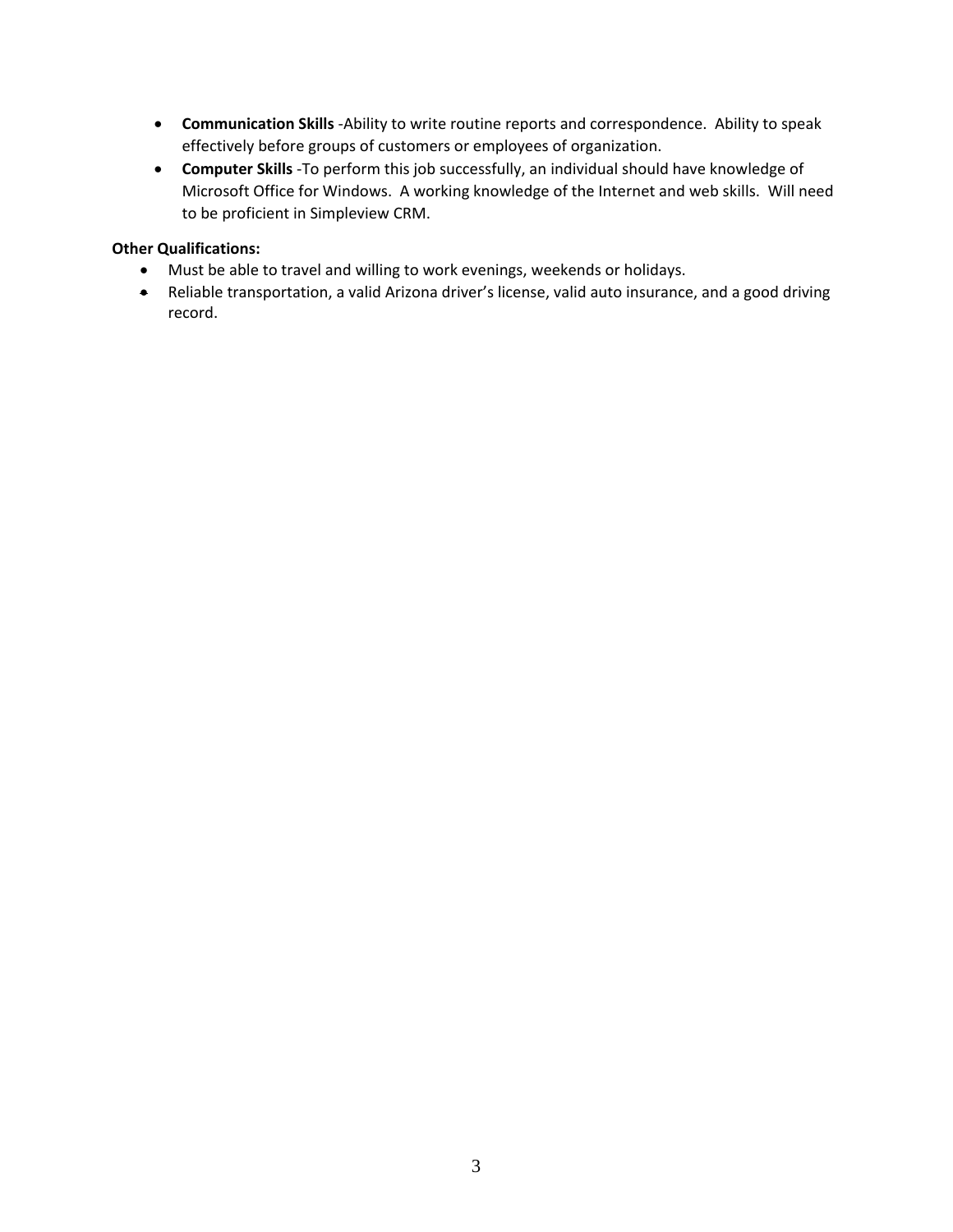- **Communication Skills** -Ability to write routine reports and correspondence.  Ability to speak effectively before groups of customers or employees of organization.
- **Computer Skills** -To perform this job successfully, an individual should have knowledge of Microsoft Office for Windows.  A working knowledge of the Internet and web skills.  Will need to be proficient in Simpleview CRM.

**Other Qualifications:**

- Must be able to travel and willing to work evenings, weekends or holidays.
- Reliable transportation, a valid Arizona driver's license, valid auto insurance, and a good driving record.